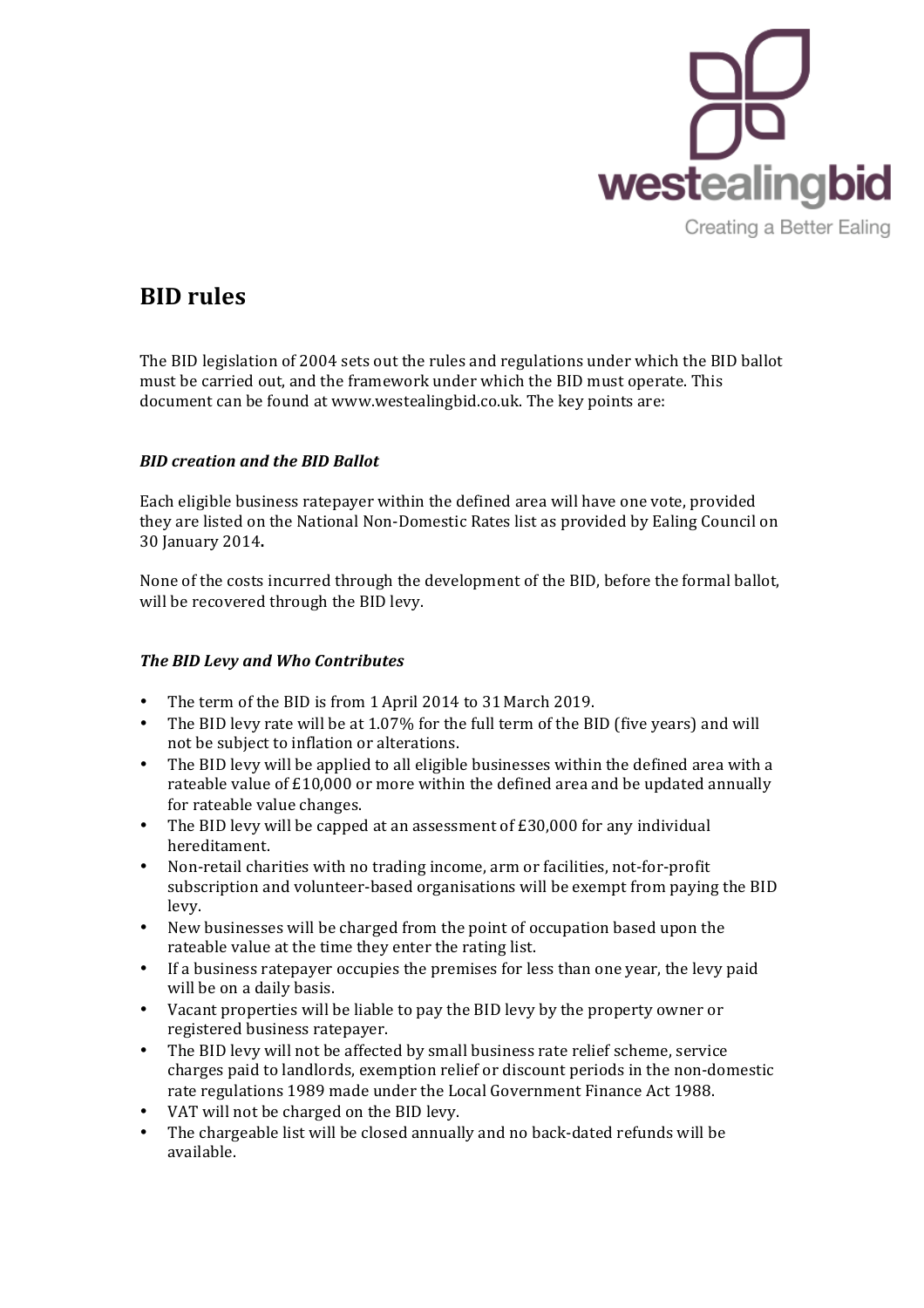westealingbid

Creating a Better Ealing

# BID rules

The BID legislation of 2004 sets out the rules and regulations under which the BID ballot must be carried out, and the framework under which the BID must operate. This document can be found at www.westealingbid.co.uk. The key points are:

### *BID creation and the BID Ballot*

Each eligible business ratepayer within the defined area will have one vote, provided they are listed on the National Non-Domestic Rates list as provided by Ealing Council on 30 January 2014**.**

None of the costs incurred through the development of the BID, before the formal ballot, will be recovered through the BID levy.

### *The BID Levy and Who Contributes*

- The term of the BID is from 1 April 2014 to 31 March 2019.
- The BID levy rate will be at 1.07% for the full term of the BID (five years) and will not be subject to inflation or alterations.
- The BID levy will be applied to all eligible businesses within the defined area with a rateable value of £10,000 or more within the defined area and be updated annually for rateable value changes.
- The BID levy will be capped at an assessment of £30,000 for any individual hereditament.
- Non-retail charities with no trading income, arm or facilities, not-for-profit subscription and volunteer-based organisations will be exempt from paying the BID levy.
- New businesses will be charged from the point of occupation based upon the rateable value at the time they enter the rating list.
- If a business ratepayer occupies the premises for less than one year, the levy paid will be on a daily basis.
- Vacant properties will be liable to pay the BID levy by the property owner or registered business ratepayer.
- The BID levy will not be affected by small business rate relief scheme, service charges paid to landlords, exemption relief or discount periods in the non-domestic rate regulations 1989 made under the Local Government Finance Act 1988.
- VAT will not be charged on the BID levy.
- The chargeable list will be closed annually and no back-dated refunds will be available.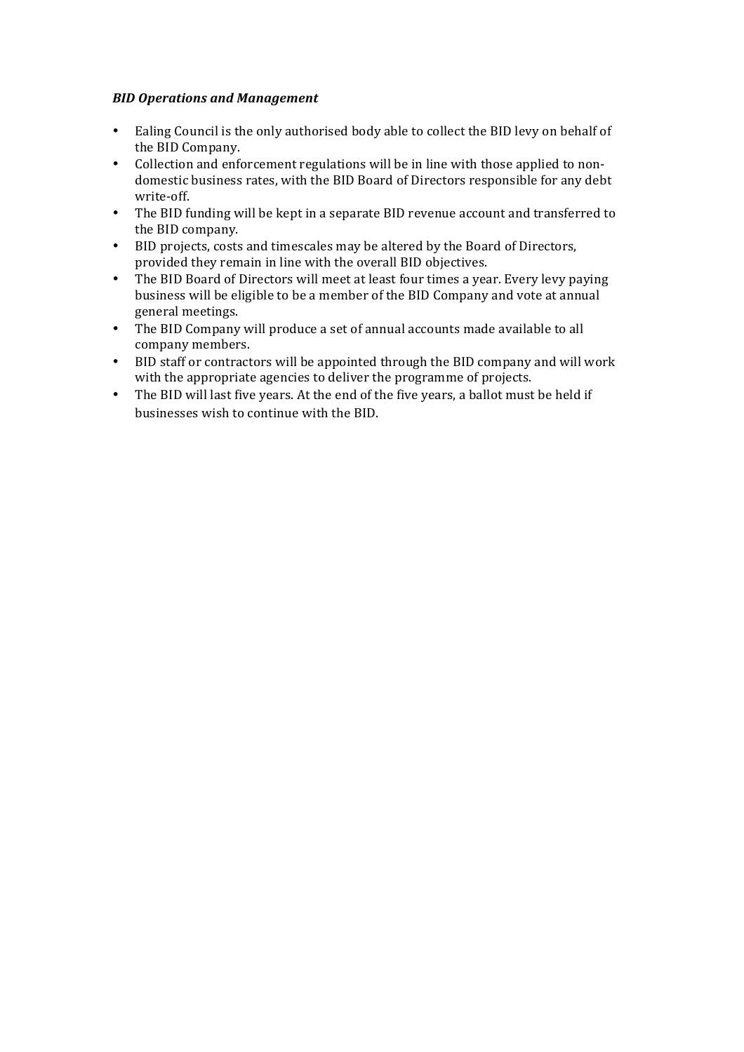***BID Operations and Management***

- Ealing Council is the only authorised body able to collect the BID levy on behalf of the BID Company.
- Collection and enforcement regulations will be in line with those applied to non-domestic business rates, with the BID Board of Directors responsible for any debt write-off.
- The BID funding will be kept in a separate BID revenue account and transferred to the BID company.
- BID projects, costs and timescales may be altered by the Board of Directors, provided they remain in line with the overall BID objectives.
- The BID Board of Directors will meet at least four times a year. Every levy paying business will be eligible to be a member of the BID Company and vote at annual general meetings.
- The BID Company will produce a set of annual accounts made available to all company members.
- BID staff or contractors will be appointed through the BID company and will work with the appropriate agencies to deliver the programme of projects.
- The BID will last five years. At the end of the five years, a ballot must be held if businesses wish to continue with the BID.